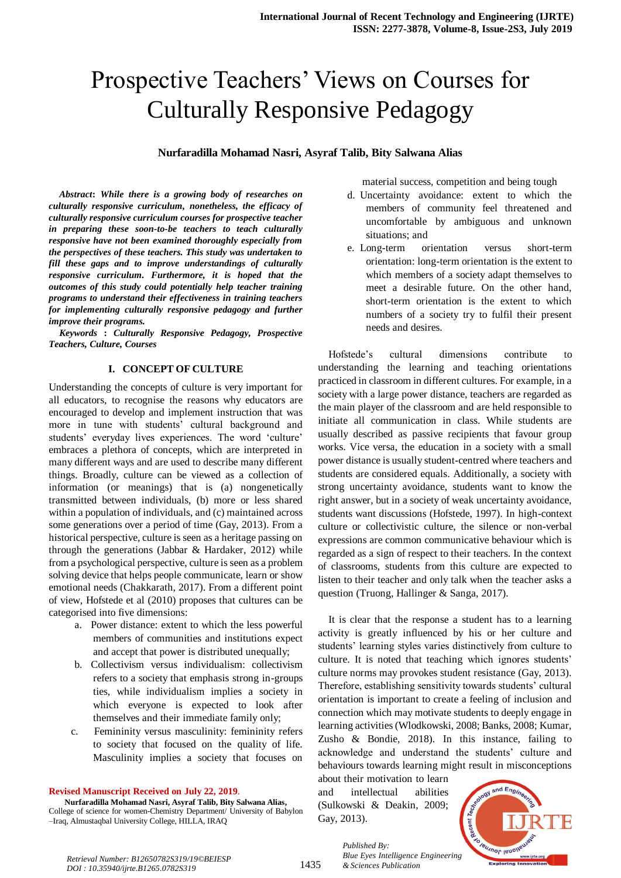# Prospective Teachers' Views on Courses for Culturally Responsive Pedagogy

**Nurfaradilla Mohamad Nasri, Asyraf Talib, Bity Salwana Alias**

***Abstract*: While there is a growing body of researches on culturally responsive curriculum, nonetheless, the efficacy of culturally responsive curriculum courses for prospective teacher in preparing these soon-to-be teachers to teach culturally responsive have not been examined thoroughly especially from the perspectives of these teachers. This study was undertaken to fill these gaps and to improve understandings of culturally responsive curriculum. Furthermore, it is hoped that the outcomes of this study could potentially help teacher training programs to understand their effectiveness in training teachers for implementing culturally responsive pedagogy and further improve their programs.**

***Keywords* : Culturally Responsive Pedagogy, Prospective Teachers, Culture, Courses**

## I. CONCEPT OF CULTURE

Understanding the concepts of culture is very important for all educators, to recognise the reasons why educators are encouraged to develop and implement instruction that was more in tune with students' cultural background and students' everyday lives experiences. The word 'culture' embraces a plethora of concepts, which are interpreted in many different ways and are used to describe many different things. Broadly, culture can be viewed as a collection of information (or meanings) that is (a) nongenetically transmitted between individuals, (b) more or less shared within a population of individuals, and (c) maintained across some generations over a period of time (Gay, 2013). From a historical perspective, culture is seen as a heritage passing on through the generations (Jabbar & Hardaker, 2012) while from a psychological perspective, culture is seen as a problem solving device that helps people communicate, learn or show emotional needs (Chakkarath, 2017). From a different point of view, Hofstede et al (2010) proposes that cultures can be categorised into five dimensions:

a. Power distance: extent to which the less powerful members of communities and institutions expect and accept that power is distributed unequally;
b. Collectivism versus individualism: collectivism refers to a society that emphasis strong in-groups ties, while individualism implies a society in which everyone is expected to look after themselves and their immediate family only;
c. Femininity versus masculinity: femininity refers to society that focused on the quality of life. Masculinity implies a society that focuses on material success, competition and being tough
d. Uncertainty avoidance: extent to which the members of community feel threatened and uncomfortable by ambiguous and unknown situations; and
e. Long-term orientation versus short-term orientation: long-term orientation is the extent to which members of a society adapt themselves to meet a desirable future. On the other hand, short-term orientation is the extent to which numbers of a society try to fulfil their present needs and desires.

Hofstede's cultural dimensions contribute to understanding the learning and teaching orientations practiced in classroom in different cultures. For example, in a society with a large power distance, teachers are regarded as the main player of the classroom and are held responsible to initiate all communication in class. While students are usually described as passive recipients that favour group works. Vice versa, the education in a society with a small power distance is usually student-centred where teachers and students are considered equals. Additionally, a society with strong uncertainty avoidance, students want to know the right answer, but in a society of weak uncertainty avoidance, students want discussions (Hofstede, 1997). In high-context culture or collectivistic culture, the silence or non-verbal expressions are common communicative behaviour which is regarded as a sign of respect to their teachers. In the context of classrooms, students from this culture are expected to listen to their teacher and only talk when the teacher asks a question (Truong, Hallinger & Sanga, 2017).

It is clear that the response a student has to a learning activity is greatly influenced by his or her culture and students' learning styles varies distinctively from culture to culture. It is noted that teaching which ignores students' culture norms may provokes student resistance (Gay, 2013). Therefore, establishing sensitivity towards students' cultural orientation is important to create a feeling of inclusion and connection which may motivate students to deeply engage in learning activities (Wlodkowski, 2008; Banks, 2008; Kumar, Zusho & Bondie, 2018). In this instance, failing to acknowledge and understand the students' culture and behaviours towards learning might result in misconceptions about their motivation to learn and intellectual abilities (Sulkowski & Deakin, 2009; Gay, 2013).

**Revised Manuscript Received on July 22, 2019.**

**Nurfaradilla Mohamad Nasri, Asyraf Talib, Bity Salwana Alias,** College of science for women-Chemistry Department/ University of Babylon –Iraq, Almustaqbal University College, HILLA, IRAQ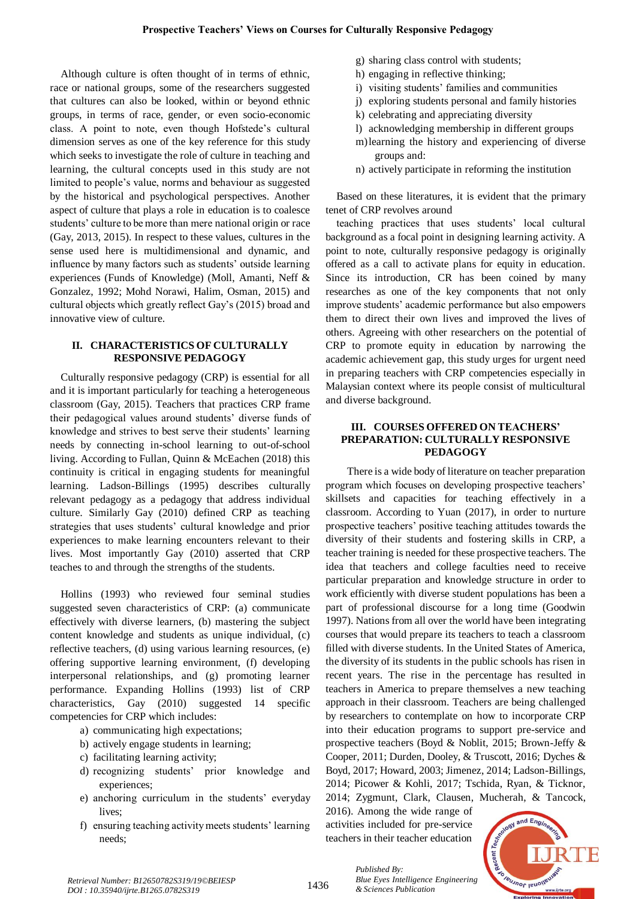Although culture is often thought of in terms of ethnic, race or national groups, some of the researchers suggested that cultures can also be looked, within or beyond ethnic groups, in terms of race, gender, or even socio-economic class. A point to note, even though Hofstede's cultural dimension serves as one of the key reference for this study which seeks to investigate the role of culture in teaching and learning, the cultural concepts used in this study are not limited to people's value, norms and behaviour as suggested by the historical and psychological perspectives. Another aspect of culture that plays a role in education is to coalesce students' culture to be more than mere national origin or race (Gay, 2013, 2015). In respect to these values, cultures in the sense used here is multidimensional and dynamic, and influence by many factors such as students' outside learning experiences (Funds of Knowledge) (Moll, Amanti, Neff & Gonzalez, 1992; Mohd Norawi, Halim, Osman, 2015) and cultural objects which greatly reflect Gay's (2015) broad and innovative view of culture.

## II. CHARACTERISTICS OF CULTURALLY RESPONSIVE PEDAGOGY

Culturally responsive pedagogy (CRP) is essential for all and it is important particularly for teaching a heterogeneous classroom (Gay, 2015). Teachers that practices CRP frame their pedagogical values around students' diverse funds of knowledge and strives to best serve their students' learning needs by connecting in-school learning to out-of-school living. According to Fullan, Quinn & McEachen (2018) this continuity is critical in engaging students for meaningful learning. Ladson-Billings (1995) describes culturally relevant pedagogy as a pedagogy that address individual culture. Similarly Gay (2010) defined CRP as teaching strategies that uses students' cultural knowledge and prior experiences to make learning encounters relevant to their lives. Most importantly Gay (2010) asserted that CRP teaches to and through the strengths of the students.

Hollins (1993) who reviewed four seminal studies suggested seven characteristics of CRP: (a) communicate effectively with diverse learners, (b) mastering the subject content knowledge and students as unique individual, (c) reflective teachers, (d) using various learning resources, (e) offering supportive learning environment, (f) developing interpersonal relationships, and (g) promoting learner performance. Expanding Hollins (1993) list of CRP characteristics, Gay (2010) suggested 14 specific competencies for CRP which includes:

a) communicating high expectations;
b) actively engage students in learning;
c) facilitating learning activity;
d) recognizing students' prior knowledge and experiences;
e) anchoring curriculum in the students' everyday lives;
f) ensuring teaching activity meets students' learning needs;
g) sharing class control with students;
h) engaging in reflective thinking;
i) visiting students' families and communities
j) exploring students personal and family histories
k) celebrating and appreciating diversity
l) acknowledging membership in different groups
m) learning the history and experiencing of diverse groups and:
n) actively participate in reforming the institution

Based on these literatures, it is evident that the primary tenet of CRP revolves around teaching practices that uses students' local cultural background as a focal point in designing learning activity. A point to note, culturally responsive pedagogy is originally offered as a call to activate plans for equity in education. Since its introduction, CR has been coined by many researches as one of the key components that not only improve students' academic performance but also empowers them to direct their own lives and improved the lives of others. Agreeing with other researchers on the potential of CRP to promote equity in education by narrowing the academic achievement gap, this study urges for urgent need in preparing teachers with CRP competencies especially in Malaysian context where its people consist of multicultural and diverse background.

## III. COURSES OFFERED ON TEACHERS' PREPARATION: CULTURALLY RESPONSIVE PEDAGOGY

There is a wide body of literature on teacher preparation program which focuses on developing prospective teachers' skillsets and capacities for teaching effectively in a classroom. According to Yuan (2017), in order to nurture prospective teachers' positive teaching attitudes towards the diversity of their students and fostering skills in CRP, a teacher training is needed for these prospective teachers. The idea that teachers and college faculties need to receive particular preparation and knowledge structure in order to work efficiently with diverse student populations has been a part of professional discourse for a long time (Goodwin 1997). Nations from all over the world have been integrating courses that would prepare its teachers to teach a classroom filled with diverse students. In the United States of America, the diversity of its students in the public schools has risen in recent years. The rise in the percentage has resulted in teachers in America to prepare themselves a new teaching approach in their classroom. Teachers are being challenged by researchers to contemplate on how to incorporate CRP into their education programs to support pre-service and prospective teachers (Boyd & Noblit, 2015; Brown-Jeffy & Cooper, 2011; Durden, Dooley, & Truscott, 2016; Dyches & Boyd, 2017; Howard, 2003; Jimenez, 2014; Ladson-Billings, 2014; Picower & Kohli, 2017; Tschida, Ryan, & Ticknor, 2014; Zygmunt, Clark, Clausen, Mucherah, & Tancock, 2016). Among the wide range of activities included for pre-service teachers in their teacher education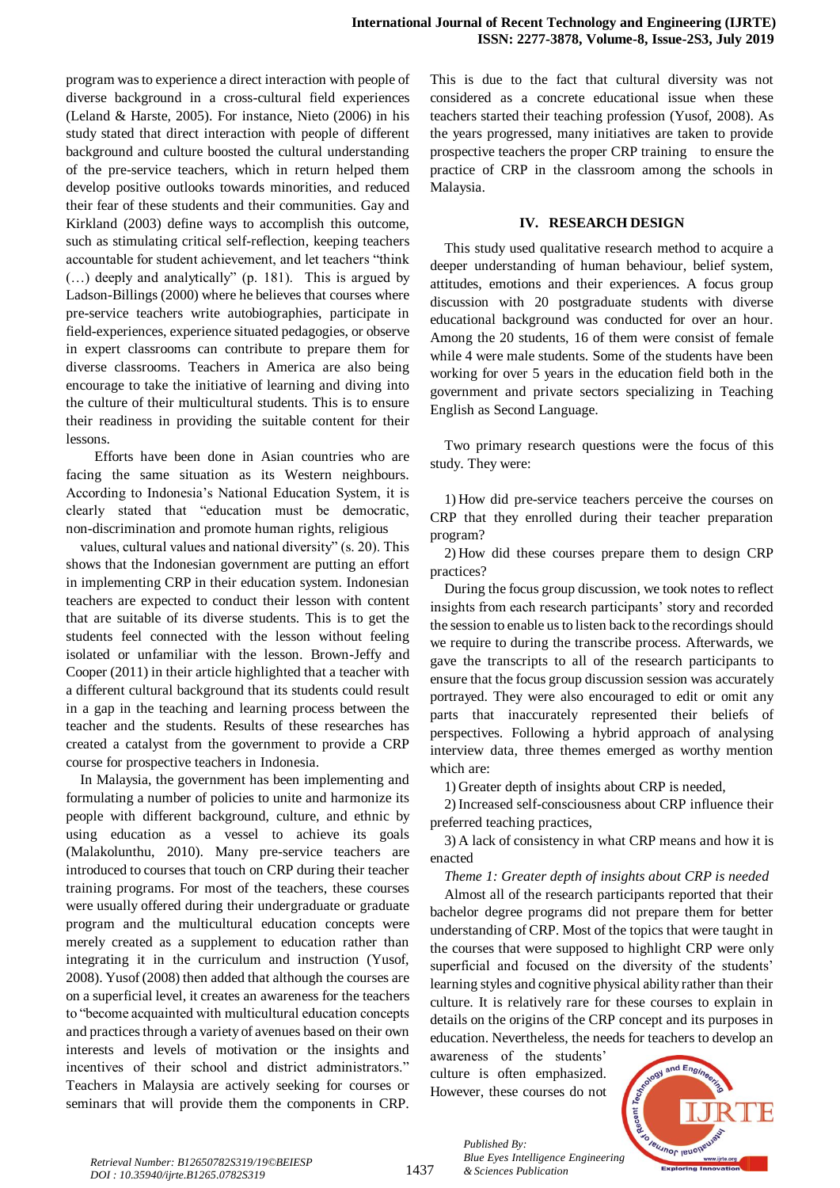program was to experience a direct interaction with people of diverse background in a cross-cultural field experiences (Leland & Harste, 2005). For instance, Nieto (2006) in his study stated that direct interaction with people of different background and culture boosted the cultural understanding of the pre-service teachers, which in return helped them develop positive outlooks towards minorities, and reduced their fear of these students and their communities. Gay and Kirkland (2003) define ways to accomplish this outcome, such as stimulating critical self-reflection, keeping teachers accountable for student achievement, and let teachers "think (…) deeply and analytically" (p. 181). This is argued by Ladson-Billings (2000) where he believes that courses where pre-service teachers write autobiographies, participate in field-experiences, experience situated pedagogies, or observe in expert classrooms can contribute to prepare them for diverse classrooms. Teachers in America are also being encourage to take the initiative of learning and diving into the culture of their multicultural students. This is to ensure their readiness in providing the suitable content for their lessons.

Efforts have been done in Asian countries who are facing the same situation as its Western neighbours. According to Indonesia's National Education System, it is clearly stated that "education must be democratic, non-discrimination and promote human rights, religious values, cultural values and national diversity" (s. 20). This shows that the Indonesian government are putting an effort in implementing CRP in their education system. Indonesian teachers are expected to conduct their lesson with content that are suitable of its diverse students. This is to get the students feel connected with the lesson without feeling isolated or unfamiliar with the lesson. Brown-Jeffy and Cooper (2011) in their article highlighted that a teacher with a different cultural background that its students could result in a gap in the teaching and learning process between the teacher and the students. Results of these researches has created a catalyst from the government to provide a CRP course for prospective teachers in Indonesia.

In Malaysia, the government has been implementing and formulating a number of policies to unite and harmonize its people with different background, culture, and ethnic by using education as a vessel to achieve its goals (Malakolunthu, 2010). Many pre-service teachers are introduced to courses that touch on CRP during their teacher training programs. For most of the teachers, these courses were usually offered during their undergraduate or graduate program and the multicultural education concepts were merely created as a supplement to education rather than integrating it in the curriculum and instruction (Yusof, 2008). Yusof (2008) then added that although the courses are on a superficial level, it creates an awareness for the teachers to "become acquainted with multicultural education concepts and practices through a variety of avenues based on their own interests and levels of motivation or the insights and incentives of their school and district administrators." Teachers in Malaysia are actively seeking for courses or seminars that will provide them the components in CRP. This is due to the fact that cultural diversity was not considered as a concrete educational issue when these teachers started their teaching profession (Yusof, 2008). As the years progressed, many initiatives are taken to provide prospective teachers the proper CRP training to ensure the practice of CRP in the classroom among the schools in Malaysia.

## IV. RESEARCH DESIGN

This study used qualitative research method to acquire a deeper understanding of human behaviour, belief system, attitudes, emotions and their experiences. A focus group discussion with 20 postgraduate students with diverse educational background was conducted for over an hour. Among the 20 students, 16 of them were consist of female while 4 were male students. Some of the students have been working for over 5 years in the education field both in the government and private sectors specializing in Teaching English as Second Language.

Two primary research questions were the focus of this study. They were:

1) How did pre-service teachers perceive the courses on CRP that they enrolled during their teacher preparation program?

2) How did these courses prepare them to design CRP practices?

During the focus group discussion, we took notes to reflect insights from each research participants' story and recorded the session to enable us to listen back to the recordings should we require to during the transcribe process. Afterwards, we gave the transcripts to all of the research participants to ensure that the focus group discussion session was accurately portrayed. They were also encouraged to edit or omit any parts that inaccurately represented their beliefs of perspectives. Following a hybrid approach of analysing interview data, three themes emerged as worthy mention which are:

1) Greater depth of insights about CRP is needed,

2) Increased self-consciousness about CRP influence their preferred teaching practices,

3) A lack of consistency in what CRP means and how it is enacted

*Theme 1: Greater depth of insights about CRP is needed*

Almost all of the research participants reported that their bachelor degree programs did not prepare them for better understanding of CRP. Most of the topics that were taught in the courses that were supposed to highlight CRP were only superficial and focused on the diversity of the students' learning styles and cognitive physical ability rather than their culture. It is relatively rare for these courses to explain in details on the origins of the CRP concept and its purposes in education. Nevertheless, the needs for teachers to develop an awareness of the students' culture is often emphasized. However, these courses do not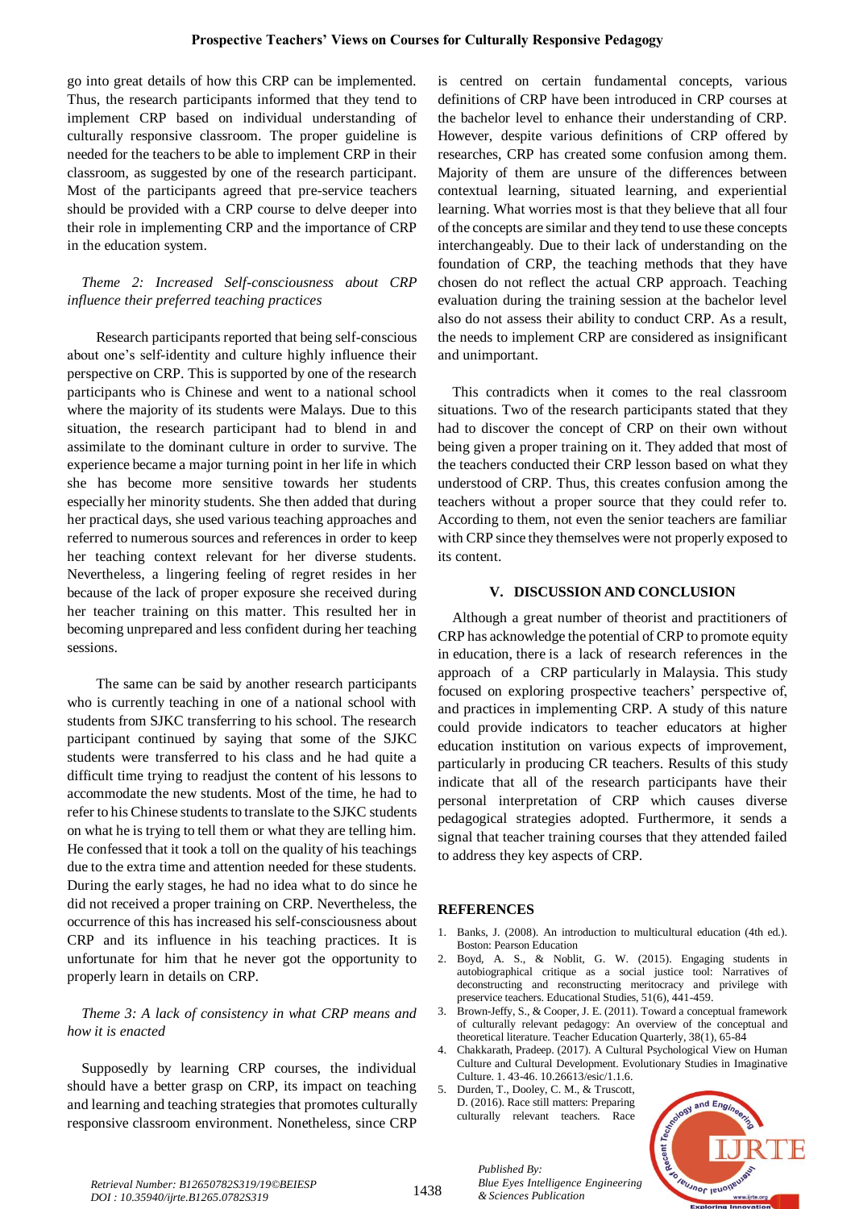go into great details of how this CRP can be implemented. Thus, the research participants informed that they tend to implement CRP based on individual understanding of culturally responsive classroom. The proper guideline is needed for the teachers to be able to implement CRP in their classroom, as suggested by one of the research participant. Most of the participants agreed that pre-service teachers should be provided with a CRP course to delve deeper into their role in implementing CRP and the importance of CRP in the education system.

*Theme 2: Increased Self-consciousness about CRP influence their preferred teaching practices*

Research participants reported that being self-conscious about one's self-identity and culture highly influence their perspective on CRP. This is supported by one of the research participants who is Chinese and went to a national school where the majority of its students were Malays. Due to this situation, the research participant had to blend in and assimilate to the dominant culture in order to survive. The experience became a major turning point in her life in which she has become more sensitive towards her students especially her minority students. She then added that during her practical days, she used various teaching approaches and referred to numerous sources and references in order to keep her teaching context relevant for her diverse students. Nevertheless, a lingering feeling of regret resides in her because of the lack of proper exposure she received during her teacher training on this matter. This resulted her in becoming unprepared and less confident during her teaching sessions.

The same can be said by another research participants who is currently teaching in one of a national school with students from SJKC transferring to his school. The research participant continued by saying that some of the SJKC students were transferred to his class and he had quite a difficult time trying to readjust the content of his lessons to accommodate the new students. Most of the time, he had to refer to his Chinese students to translate to the SJKC students on what he is trying to tell them or what they are telling him. He confessed that it took a toll on the quality of his teachings due to the extra time and attention needed for these students. During the early stages, he had no idea what to do since he did not received a proper training on CRP. Nevertheless, the occurrence of this has increased his self-consciousness about CRP and its influence in his teaching practices. It is unfortunate for him that he never got the opportunity to properly learn in details on CRP.

*Theme 3: A lack of consistency in what CRP means and how it is enacted*

Supposedly by learning CRP courses, the individual should have a better grasp on CRP, its impact on teaching and learning and teaching strategies that promotes culturally responsive classroom environment. Nonetheless, since CRP is centred on certain fundamental concepts, various definitions of CRP have been introduced in CRP courses at the bachelor level to enhance their understanding of CRP. However, despite various definitions of CRP offered by researches, CRP has created some confusion among them. Majority of them are unsure of the differences between contextual learning, situated learning, and experiential learning. What worries most is that they believe that all four of the concepts are similar and they tend to use these concepts interchangeably. Due to their lack of understanding on the foundation of CRP, the teaching methods that they have chosen do not reflect the actual CRP approach. Teaching evaluation during the training session at the bachelor level also do not assess their ability to conduct CRP. As a result, the needs to implement CRP are considered as insignificant and unimportant.

This contradicts when it comes to the real classroom situations. Two of the research participants stated that they had to discover the concept of CRP on their own without being given a proper training on it. They added that most of the teachers conducted their CRP lesson based on what they understood of CRP. Thus, this creates confusion among the teachers without a proper source that they could refer to. According to them, not even the senior teachers are familiar with CRP since they themselves were not properly exposed to its content.

## V. DISCUSSION AND CONCLUSION

Although a great number of theorist and practitioners of CRP has acknowledge the potential of CRP to promote equity in education, there is a lack of research references in the approach of a CRP particularly in Malaysia. This study focused on exploring prospective teachers' perspective of, and practices in implementing CRP. A study of this nature could provide indicators to teacher educators at higher education institution on various expects of improvement, particularly in producing CR teachers. Results of this study indicate that all of the research participants have their personal interpretation of CRP which causes diverse pedagogical strategies adopted. Furthermore, it sends a signal that teacher training courses that they attended failed to address they key aspects of CRP.

## REFERENCES

1. Banks, J. (2008). An introduction to multicultural education (4th ed.). Boston: Pearson Education
2. Boyd, A. S., & Noblit, G. W. (2015). Engaging students in autobiographical critique as a social justice tool: Narratives of deconstructing and reconstructing meritocracy and privilege with preservice teachers. Educational Studies, 51(6), 441-459.
3. Brown-Jeffy, S., & Cooper, J. E. (2011). Toward a conceptual framework of culturally relevant pedagogy: An overview of the conceptual and theoretical literature. Teacher Education Quarterly, 38(1), 65-84
4. Chakkarath, Pradeep. (2017). A Cultural Psychological View on Human Culture and Cultural Development. Evolutionary Studies in Imaginative Culture. 1. 43-46. 10.26613/esic/1.1.6.
5. Durden, T., Dooley, C. M., & Truscott, D. (2016). Race still matters: Preparing culturally relevant teachers. Race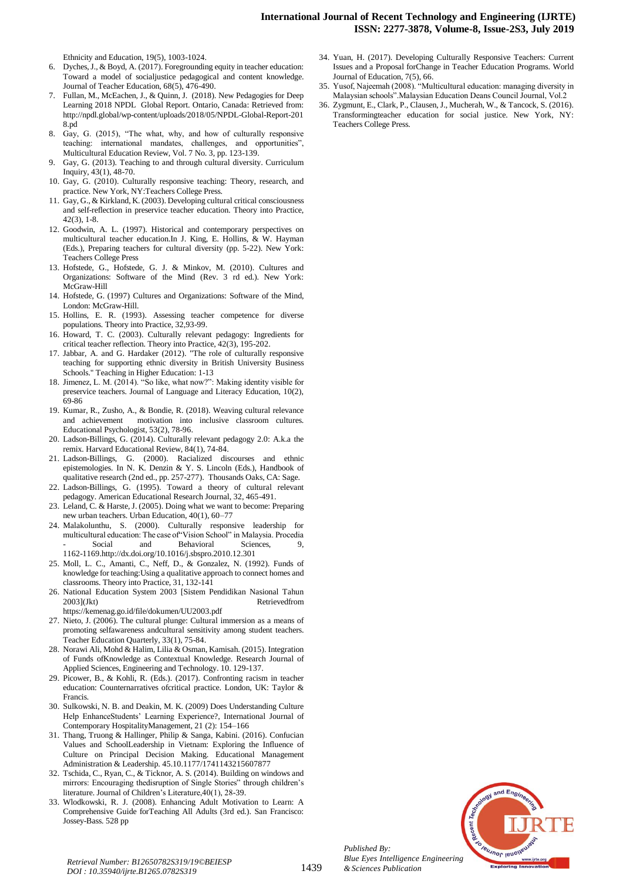Ethnicity and Education, 19(5), 1003-1024.

6. Dyches, J., & Boyd, A. (2017). Foregrounding equity in teacher education: Toward a model of socialjustice pedagogical and content knowledge. Journal of Teacher Education, 68(5), 476-490.
7. Fullan, M., McEachen, J., & Quinn, J. (2018). New Pedagogies for Deep Learning 2018 NPDL Global Report. Ontario, Canada: Retrieved from: http://npdl.global/wp-content/uploads/2018/05/NPDL-Global-Report-2018.pd
8. Gay, G. (2015), "The what, why, and how of culturally responsive teaching: international mandates, challenges, and opportunities", Multicultural Education Review, Vol. 7 No. 3, pp. 123-139.
9. Gay, G. (2013). Teaching to and through cultural diversity. Curriculum Inquiry, 43(1), 48-70.
10. Gay, G. (2010). Culturally responsive teaching: Theory, research, and practice. New York, NY:Teachers College Press.
11. Gay, G., & Kirkland, K. (2003). Developing cultural critical consciousness and self-reflection in preservice teacher education. Theory into Practice, 42(3), 1-8.
12. Goodwin, A. L. (1997). Historical and contemporary perspectives on multicultural teacher education.In J. King, E. Hollins, & W. Hayman (Eds.), Preparing teachers for cultural diversity (pp. 5-22). New York: Teachers College Press
13. Hofstede, G., Hofstede, G. J. & Minkov, M. (2010). Cultures and Organizations: Software of the Mind (Rev. 3 rd ed.). New York: McGraw-Hill
14. Hofstede, G. (1997) Cultures and Organizations: Software of the Mind, London: McGraw-Hill.
15. Hollins, E. R. (1993). Assessing teacher competence for diverse populations. Theory into Practice, 32,93-99.
16. Howard, T. C. (2003). Culturally relevant pedagogy: Ingredients for critical teacher reflection. Theory into Practice, 42(3), 195-202.
17. Jabbar, A. and G. Hardaker (2012). "The role of culturally responsive teaching for supporting ethnic diversity in British University Business Schools." Teaching in Higher Education: 1-13
18. Jimenez, L. M. (2014). "So like, what now?": Making identity visible for preservice teachers. Journal of Language and Literacy Education, 10(2), 69-86
19. Kumar, R., Zusho, A., & Bondie, R. (2018). Weaving cultural relevance and achievement motivation into inclusive classroom cultures. Educational Psychologist, 53(2), 78-96.
20. Ladson-Billings, G. (2014). Culturally relevant pedagogy 2.0: A.k.a the remix. Harvard Educational Review, 84(1), 74-84.
21. Ladson-Billings, G. (2000). Racialized discourses and ethnic epistemologies. In N. K. Denzin & Y. S. Lincoln (Eds.), Handbook of qualitative research (2nd ed., pp. 257-277). Thousands Oaks, CA: Sage.
22. Ladson-Billings, G. (1995). Toward a theory of cultural relevant pedagogy. American Educational Research Journal, 32, 465-491.
23. Leland, C. & Harste, J. (2005). Doing what we want to become: Preparing new urban teachers. Urban Education, 40(1), 60–77
24. Malakolunthu, S. (2000). Culturally responsive leadership for multicultural education: The case of"Vision School" in Malaysia. Procedia - Social and Behavioral Sciences, 9, 1162-1169.http://dx.doi.org/10.1016/j.sbspro.2010.12.301
25. Moll, L. C., Amanti, C., Neff, D., & Gonzalez, N. (1992). Funds of knowledge for teaching:Using a qualitative approach to connect homes and classrooms. Theory into Practice, 31, 132-141
26. National Education System 2003 [Sistem Pendidikan Nasional Tahun 2003](Jkt) Retrievedfrom https://kemenag.go.id/file/dokumen/UU2003.pdf
27. Nieto, J. (2006). The cultural plunge: Cultural immersion as a means of promoting selfawareness andcultural sensitivity among student teachers. Teacher Education Quarterly, 33(1), 75-84.
28. Norawi Ali, Mohd & Halim, Lilia & Osman, Kamisah. (2015). Integration of Funds ofKnowledge as Contextual Knowledge. Research Journal of Applied Sciences, Engineering and Technology. 10. 129-137.
29. Picower, B., & Kohli, R. (Eds.). (2017). Confronting racism in teacher education: Counternarratives ofcritical practice. London, UK: Taylor & Francis.
30. Sulkowski, N. B. and Deakin, M. K. (2009) Does Understanding Culture Help EnhanceStudents' Learning Experience?, International Journal of Contemporary HospitalityManagement, 21 (2): 154–166
31. Thang, Truong & Hallinger, Philip & Sanga, Kabini. (2016). Confucian Values and SchoolLeadership in Vietnam: Exploring the Influence of Culture on Principal Decision Making. Educational Management Administration & Leadership. 45.10.1177/1741143215607877
32. Tschida, C., Ryan, C., & Ticknor, A. S. (2014). Building on windows and mirrors: Encouraging thedisruption of Single Stories" through children's literature. Journal of Children's Literature,40(1), 28-39.
33. Wlodkowski, R. J. (2008). Enhancing Adult Motivation to Learn: A Comprehensive Guide forTeaching All Adults (3rd ed.). San Francisco: Jossey-Bass. 528 pp
34. Yuan, H. (2017). Developing Culturally Responsive Teachers: Current Issues and a Proposal forChange in Teacher Education Programs. World Journal of Education, 7(5), 66.
35. Yusof, Najeemah (2008). "Multicultural education: managing diversity in Malaysian schools".Malaysian Education Deans Council Journal, Vol.2
36. Zygmunt, E., Clark, P., Clausen, J., Mucherah, W., & Tancock, S. (2016). Transformingteacher education for social justice. New York, NY: Teachers College Press.